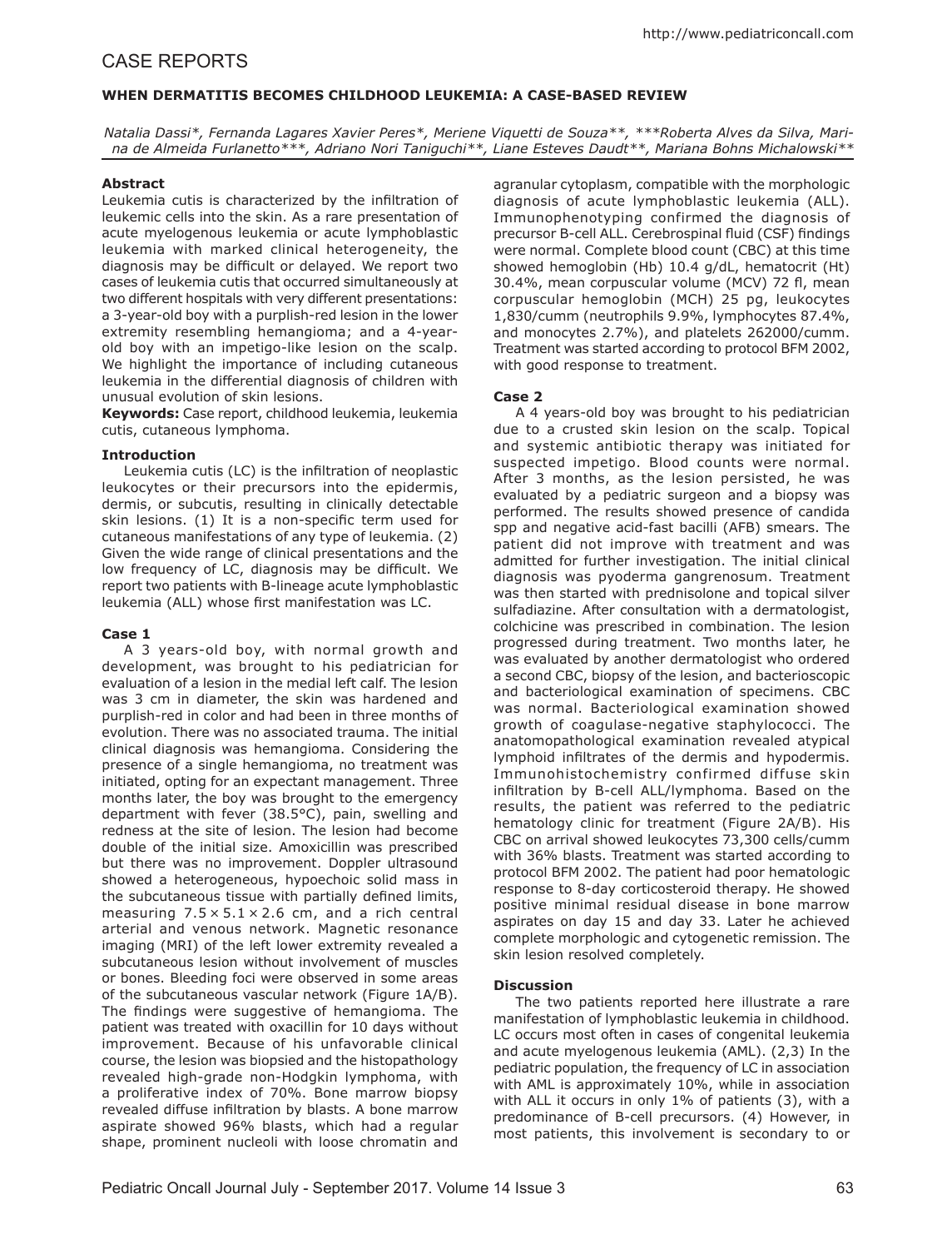# CASE REPORTS

## WHEN DERMATITIS BECOMES CHILDHOOD LEUKEMIA: A CASE-BASED REVIEW

*Natalia Dassi*, Fernanda Lagares Xavier Peres*, Meriene Viquetti de Souza**, ***Roberta Alves da Silva, Marina de Almeida Furlanetto***, Adriano Nori Taniguchi**, Liane Esteves Daudt**, Mariana Bohns Michalowski***

### Abstract

Leukemia cutis is characterized by the infiltration of leukemic cells into the skin. As a rare presentation of acute myelogenous leukemia or acute lymphoblastic leukemia with marked clinical heterogeneity, the diagnosis may be difficult or delayed. We report two cases of leukemia cutis that occurred simultaneously at two different hospitals with very different presentations: a 3-year-old boy with a purplish-red lesion in the lower extremity resembling hemangioma; and a 4-year-old boy with an impetigo-like lesion on the scalp. We highlight the importance of including cutaneous leukemia in the differential diagnosis of children with unusual evolution of skin lesions.

**Keywords:** Case report, childhood leukemia, leukemia cutis, cutaneous lymphoma.

### Introduction

Leukemia cutis (LC) is the infiltration of neoplastic leukocytes or their precursors into the epidermis, dermis, or subcutis, resulting in clinically detectable skin lesions. (1) It is a non-specific term used for cutaneous manifestations of any type of leukemia. (2) Given the wide range of clinical presentations and the low frequency of LC, diagnosis may be difficult. We report two patients with B-lineage acute lymphoblastic leukemia (ALL) whose first manifestation was LC.

### Case 1

A 3 years-old boy, with normal growth and development, was brought to his pediatrician for evaluation of a lesion in the medial left calf. The lesion was 3 cm in diameter, the skin was hardened and purplish-red in color and had been in three months of evolution. There was no associated trauma. The initial clinical diagnosis was hemangioma. Considering the presence of a single hemangioma, no treatment was initiated, opting for an expectant management. Three months later, the boy was brought to the emergency department with fever (38.5°C), pain, swelling and redness at the site of lesion. The lesion had become double of the initial size. Amoxicillin was prescribed but there was no improvement. Doppler ultrasound showed a heterogeneous, hypoechoic solid mass in the subcutaneous tissue with partially defined limits, measuring $7.5 \times 5.1 \times 2.6$ cm, and a rich central arterial and venous network. Magnetic resonance imaging (MRI) of the left lower extremity revealed a subcutaneous lesion without involvement of muscles or bones. Bleeding foci were observed in some areas of the subcutaneous vascular network (Figure 1A/B). The findings were suggestive of hemangioma. The patient was treated with oxacillin for 10 days without improvement. Because of his unfavorable clinical course, the lesion was biopsied and the histopathology revealed high-grade non-Hodgkin lymphoma, with a proliferative index of 70%. Bone marrow biopsy revealed diffuse infiltration by blasts. A bone marrow aspirate showed 96% blasts, which had a regular shape, prominent nucleoli with loose chromatin and agranular cytoplasm, compatible with the morphologic diagnosis of acute lymphoblastic leukemia (ALL). Immunophenotyping confirmed the diagnosis of precursor B-cell ALL. Cerebrospinal fluid (CSF) findings were normal. Complete blood count (CBC) at this time showed hemoglobin (Hb) 10.4 g/dL, hematocrit (Ht) 30.4%, mean corpuscular volume (MCV) 72 fl, mean corpuscular hemoglobin (MCH) 25 pg, leukocytes 1,830/cumm (neutrophils 9.9%, lymphocytes 87.4%, and monocytes 2.7%), and platelets 262000/cumm. Treatment was started according to protocol BFM 2002, with good response to treatment.

### Case 2

A 4 years-old boy was brought to his pediatrician due to a crusted skin lesion on the scalp. Topical and systemic antibiotic therapy was initiated for suspected impetigo. Blood counts were normal. After 3 months, as the lesion persisted, he was evaluated by a pediatric surgeon and a biopsy was performed. The results showed presence of candida spp and negative acid-fast bacilli (AFB) smears. The patient did not improve with treatment and was admitted for further investigation. The initial clinical diagnosis was pyoderma gangrenosum. Treatment was then started with prednisolone and topical silver sulfadiazine. After consultation with a dermatologist, colchicine was prescribed in combination. The lesion progressed during treatment. Two months later, he was evaluated by another dermatologist who ordered a second CBC, biopsy of the lesion, and bacterioscopic and bacteriological examination of specimens. CBC was normal. Bacteriological examination showed growth of coagulase-negative staphylococci. The anatomopathological examination revealed atypical lymphoid infiltrates of the dermis and hypodermis. Immunohistochemistry confirmed diffuse skin infiltration by B-cell ALL/lymphoma. Based on the results, the patient was referred to the pediatric hematology clinic for treatment (Figure 2A/B). His CBC on arrival showed leukocytes 73,300 cells/cumm with 36% blasts. Treatment was started according to protocol BFM 2002. The patient had poor hematologic response to 8-day corticosteroid therapy. He showed positive minimal residual disease in bone marrow aspirates on day 15 and day 33. Later he achieved complete morphologic and cytogenetic remission. The skin lesion resolved completely.

### Discussion

The two patients reported here illustrate a rare manifestation of lymphoblastic leukemia in childhood. LC occurs most often in cases of congenital leukemia and acute myelogenous leukemia (AML). (2,3) In the pediatric population, the frequency of LC in association with AML is approximately 10%, while in association with ALL it occurs in only 1% of patients (3), with a predominance of B-cell precursors. (4) However, in most patients, this involvement is secondary to or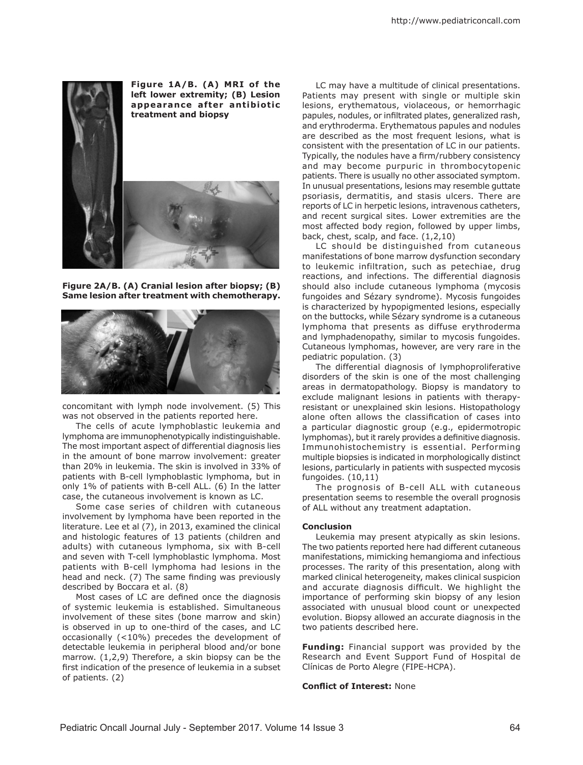**Figure 1A/B. (A) MRI of the left lower extremity; (B) Lesion appearance after antibiotic treatment and biopsy**

**Figure 2A/B. (A) Cranial lesion after biopsy; (B) Same lesion after treatment with chemotherapy.**

concomitant with lymph node involvement. (5) This was not observed in the patients reported here.

The cells of acute lymphoblastic leukemia and lymphoma are immunophenotypically indistinguishable. The most important aspect of differential diagnosis lies in the amount of bone marrow involvement: greater than 20% in leukemia. The skin is involved in 33% of patients with B-cell lymphoblastic lymphoma, but in only 1% of patients with B-cell ALL. (6) In the latter case, the cutaneous involvement is known as LC.

Some case series of children with cutaneous involvement by lymphoma have been reported in the literature. Lee et al (7), in 2013, examined the clinical and histologic features of 13 patients (children and adults) with cutaneous lymphoma, six with B-cell and seven with T-cell lymphoblastic lymphoma. Most patients with B-cell lymphoma had lesions in the head and neck. (7) The same finding was previously described by Boccara et al. (8)

Most cases of LC are defined once the diagnosis of systemic leukemia is established. Simultaneous involvement of these sites (bone marrow and skin) is observed in up to one-third of the cases, and LC occasionally (<10%) precedes the development of detectable leukemia in peripheral blood and/or bone marrow. (1,2,9) Therefore, a skin biopsy can be the first indication of the presence of leukemia in a subset of patients. (2)

LC may have a multitude of clinical presentations. Patients may present with single or multiple skin lesions, erythematous, violaceous, or hemorrhagic papules, nodules, or infiltrated plates, generalized rash, and erythroderma. Erythematous papules and nodules are described as the most frequent lesions, what is consistent with the presentation of LC in our patients. Typically, the nodules have a firm/rubbery consistency and may become purpuric in thrombocytopenic patients. There is usually no other associated symptom. In unusual presentations, lesions may resemble guttate psoriasis, dermatitis, and stasis ulcers. There are reports of LC in herpetic lesions, intravenous catheters, and recent surgical sites. Lower extremities are the most affected body region, followed by upper limbs, back, chest, scalp, and face. (1,2,10)

LC should be distinguished from cutaneous manifestations of bone marrow dysfunction secondary to leukemic infiltration, such as petechiae, drug reactions, and infections. The differential diagnosis should also include cutaneous lymphoma (mycosis fungoides and Sézary syndrome). Mycosis fungoides is characterized by hypopigmented lesions, especially on the buttocks, while Sézary syndrome is a cutaneous lymphoma that presents as diffuse erythroderma and lymphadenopathy, similar to mycosis fungoides. Cutaneous lymphomas, however, are very rare in the pediatric population. (3)

The differential diagnosis of lymphoproliferative disorders of the skin is one of the most challenging areas in dermatopathology. Biopsy is mandatory to exclude malignant lesions in patients with therapy-resistant or unexplained skin lesions. Histopathology alone often allows the classification of cases into a particular diagnostic group (e.g., epidermotropic lymphomas), but it rarely provides a definitive diagnosis. Immunohistochemistry is essential. Performing multiple biopsies is indicated in morphologically distinct lesions, particularly in patients with suspected mycosis fungoides. (10,11)

The prognosis of B-cell ALL with cutaneous presentation seems to resemble the overall prognosis of ALL without any treatment adaptation.

## Conclusion

Leukemia may present atypically as skin lesions. The two patients reported here had different cutaneous manifestations, mimicking hemangioma and infectious processes. The rarity of this presentation, along with marked clinical heterogeneity, makes clinical suspicion and accurate diagnosis difficult. We highlight the importance of performing skin biopsy of any lesion associated with unusual blood count or unexpected evolution. Biopsy allowed an accurate diagnosis in the two patients described here.

**Funding:** Financial support was provided by the Research and Event Support Fund of Hospital de Clínicas de Porto Alegre (FIPE-HCPA).

**Conflict of Interest:** None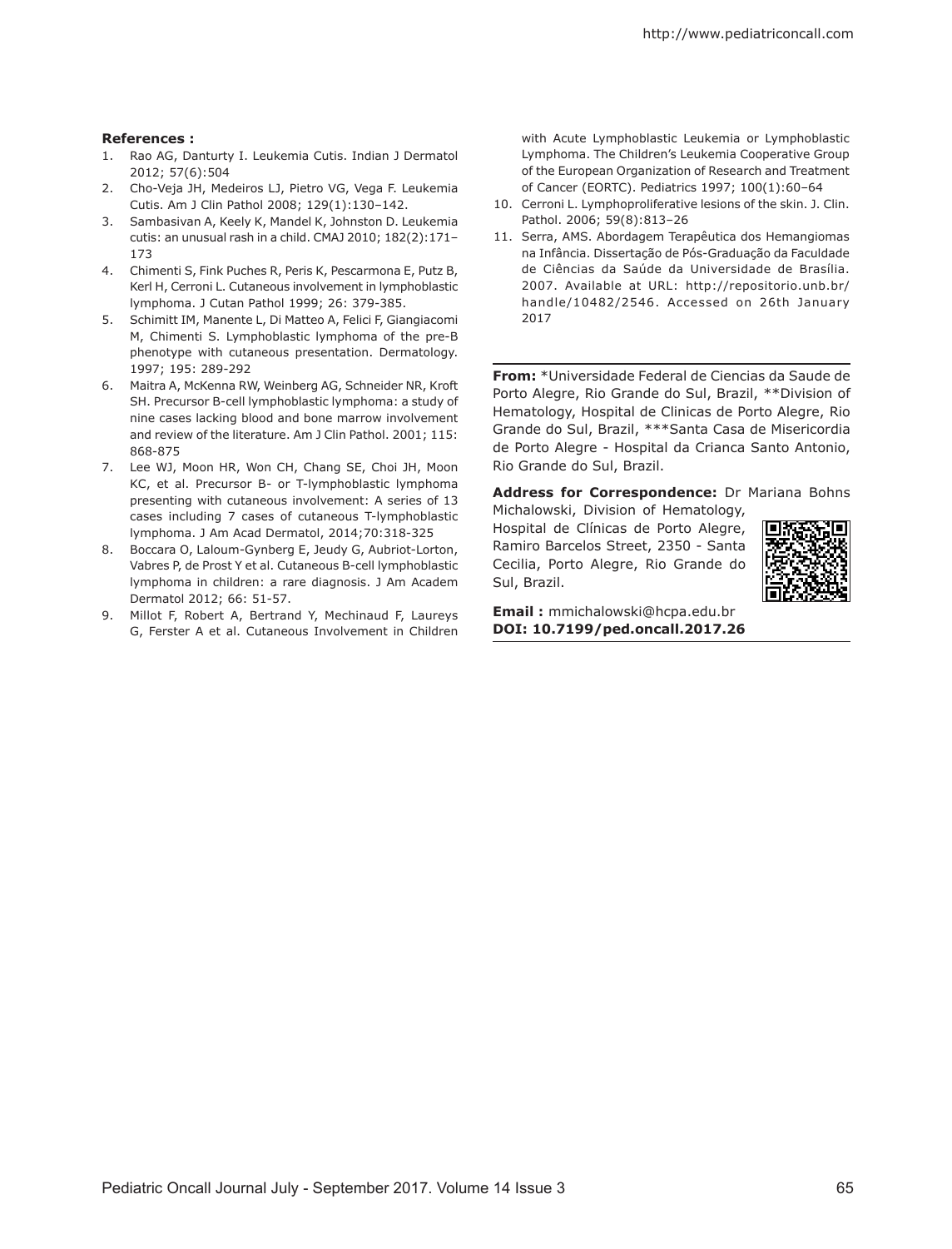**References :**

1. Rao AG, Danturty I. Leukemia Cutis. Indian J Dermatol 2012; 57(6):504
2. Cho-Veja JH, Medeiros LJ, Pietro VG, Vega F. Leukemia Cutis. Am J Clin Pathol 2008; 129(1):130–142.
3. Sambasivan A, Keely K, Mandel K, Johnston D. Leukemia cutis: an unusual rash in a child. CMAJ 2010; 182(2):171–173
4. Chimenti S, Fink Puches R, Peris K, Pescarmona E, Putz B, Kerl H, Cerroni L. Cutaneous involvement in lymphoblastic lymphoma. J Cutan Pathol 1999; 26: 379-385.
5. Schimitt IM, Manente L, Di Matteo A, Felici F, Giangiacomi M, Chimenti S. Lymphoblastic lymphoma of the pre-B phenotype with cutaneous presentation. Dermatology. 1997; 195: 289-292
6. Maitra A, McKenna RW, Weinberg AG, Schneider NR, Kroft SH. Precursor B-cell lymphoblastic lymphoma: a study of nine cases lacking blood and bone marrow involvement and review of the literature. Am J Clin Pathol. 2001; 115: 868-875
7. Lee WJ, Moon HR, Won CH, Chang SE, Choi JH, Moon KC, et al. Precursor B- or T-lymphoblastic lymphoma presenting with cutaneous involvement: A series of 13 cases including 7 cases of cutaneous T-lymphoblastic lymphoma. J Am Acad Dermatol, 2014;70:318-325
8. Boccara O, Laloum-Gynberg E, Jeudy G, Aubriot-Lorton, Vabres P, de Prost Y et al. Cutaneous B-cell lymphoblastic lymphoma in children: a rare diagnosis. J Am Academ Dermatol 2012; 66: 51-57.
9. Millot F, Robert A, Bertrand Y, Mechinaud F, Laureys G, Ferster A et al. Cutaneous Involvement in Children with Acute Lymphoblastic Leukemia or Lymphoblastic Lymphoma. The Children's Leukemia Cooperative Group of the European Organization of Research and Treatment of Cancer (EORTC). Pediatrics 1997; 100(1):60–64
10. Cerroni L. Lymphoproliferative lesions of the skin. J. Clin. Pathol. 2006; 59(8):813–26
11. Serra, AMS. Abordagem Terapêutica dos Hemangiomas na Infância. Dissertação de Pós-Graduação da Faculdade de Ciências da Saúde da Universidade de Brasília. 2007. Available at URL: http://repositorio.unb.br/handle/10482/2546. Accessed on 26th January 2017

**From:** *Universidade Federal de Ciencias da Saude de Porto Alegre, Rio Grande do Sul, Brazil, **Division of Hematology, Hospital de Clinicas de Porto Alegre, Rio Grande do Sul, Brazil, ***Santa Casa de Misericordia de Porto Alegre - Hospital da Crianca Santo Antonio, Rio Grande do Sul, Brazil.

**Address for Correspondence:** Dr Mariana Bohns Michalowski, Division of Hematology, Hospital de Clínicas de Porto Alegre, Ramiro Barcelos Street, 2350 - Santa Cecilia, Porto Alegre, Rio Grande do Sul, Brazil.

**Email :** mmichalowski@hcpa.edu.br
**DOI: 10.7199/ped.oncall.2017.26**